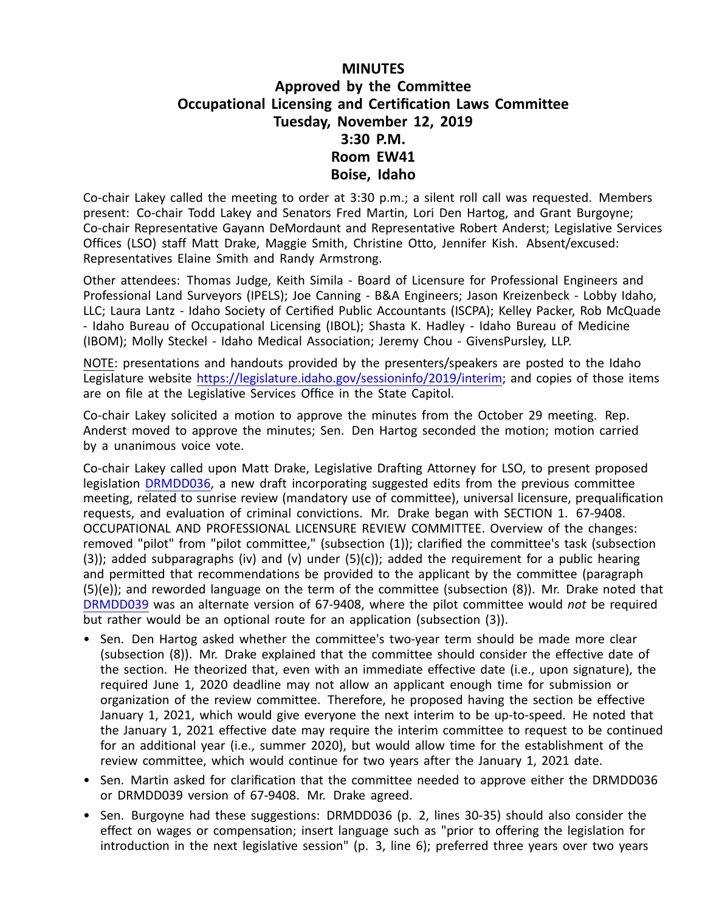# MINUTES
## Approved by the Committee
## Occupational Licensing and Certification Laws Committee
## Tuesday, November 12, 2019
## 3:30 P.M.
## Room EW41
## Boise, Idaho

Co-chair Lakey called the meeting to order at 3:30 p.m.; a silent roll call was requested. Members present: Co-chair Todd Lakey and Senators Fred Martin, Lori Den Hartog, and Grant Burgoyne; Co-chair Representative Gayann DeMordaunt and Representative Robert Anderst; Legislative Services Offices (LSO) staff Matt Drake, Maggie Smith, Christine Otto, Jennifer Kish. Absent/excused: Representatives Elaine Smith and Randy Armstrong.

Other attendees: Thomas Judge, Keith Simila - Board of Licensure for Professional Engineers and Professional Land Surveyors (IPELS); Joe Canning - B&A Engineers; Jason Kreizenbeck - Lobby Idaho, LLC; Laura Lantz - Idaho Society of Certified Public Accountants (ISCPA); Kelley Packer, Rob McQuade - Idaho Bureau of Occupational Licensing (IBOL); Shasta K. Hadley - Idaho Bureau of Medicine (IBOM); Molly Steckel - Idaho Medical Association; Jeremy Chou - GivensPursley, LLP.

NOTE: presentations and handouts provided by the presenters/speakers are posted to the Idaho Legislature website https://legislature.idaho.gov/sessioninfo/2019/interim; and copies of those items are on file at the Legislative Services Office in the State Capitol.

Co-chair Lakey solicited a motion to approve the minutes from the October 29 meeting. Rep. Anderst moved to approve the minutes; Sen. Den Hartog seconded the motion; motion carried by a unanimous voice vote.

Co-chair Lakey called upon Matt Drake, Legislative Drafting Attorney for LSO, to present proposed legislation DRMDD036, a new draft incorporating suggested edits from the previous committee meeting, related to sunrise review (mandatory use of committee), universal licensure, prequalification requests, and evaluation of criminal convictions. Mr. Drake began with SECTION 1. 67-9408. OCCUPATIONAL AND PROFESSIONAL LICENSURE REVIEW COMMITTEE. Overview of the changes: removed "pilot" from "pilot committee," (subsection (1)); clarified the committee's task (subsection (3)); added subparagraphs (iv) and (v) under (5)(c)); added the requirement for a public hearing and permitted that recommendations be provided to the applicant by the committee (paragraph (5)(e)); and reworded language on the term of the committee (subsection (8)). Mr. Drake noted that DRMDD039 was an alternate version of 67-9408, where the pilot committee would *not* be required but rather would be an optional route for an application (subsection (3)).

- Sen. Den Hartog asked whether the committee's two-year term should be made more clear (subsection (8)). Mr. Drake explained that the committee should consider the effective date of the section. He theorized that, even with an immediate effective date (i.e., upon signature), the required June 1, 2020 deadline may not allow an applicant enough time for submission or organization of the review committee. Therefore, he proposed having the section be effective January 1, 2021, which would give everyone the next interim to be up-to-speed. He noted that the January 1, 2021 effective date may require the interim committee to request to be continued for an additional year (i.e., summer 2020), but would allow time for the establishment of the review committee, which would continue for two years after the January 1, 2021 date.
- Sen. Martin asked for clarification that the committee needed to approve either the DRMDD036 or DRMDD039 version of 67-9408. Mr. Drake agreed.
- Sen. Burgoyne had these suggestions: DRMDD036 (p. 2, lines 30-35) should also consider the effect on wages or compensation; insert language such as "prior to offering the legislation for introduction in the next legislative session" (p. 3, line 6); preferred three years over two years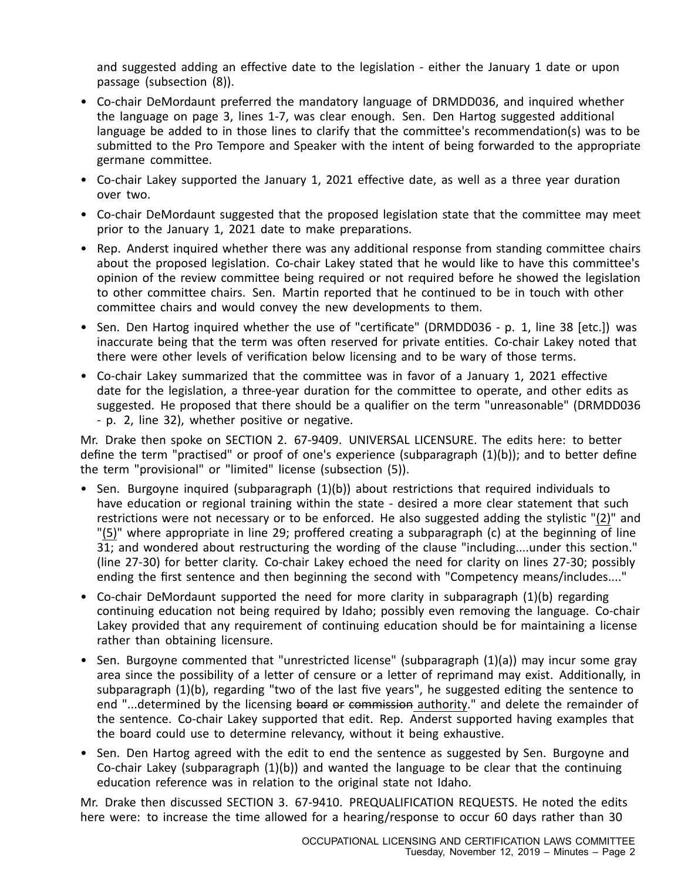and suggested adding an effective date to the legislation - either the January 1 date or upon passage (subsection (8)).

- Co-chair DeMordaunt preferred the mandatory language of DRMDD036, and inquired whether the language on page 3, lines 1-7, was clear enough. Sen. Den Hartog suggested additional language be added to in those lines to clarify that the committee's recommendation(s) was to be submitted to the Pro Tempore and Speaker with the intent of being forwarded to the appropriate germane committee.
- Co-chair Lakey supported the January 1, 2021 effective date, as well as a three year duration over two.
- Co-chair DeMordaunt suggested that the proposed legislation state that the committee may meet prior to the January 1, 2021 date to make preparations.
- Rep. Anderst inquired whether there was any additional response from standing committee chairs about the proposed legislation. Co-chair Lakey stated that he would like to have this committee's opinion of the review committee being required or not required before he showed the legislation to other committee chairs. Sen. Martin reported that he continued to be in touch with other committee chairs and would convey the new developments to them.
- Sen. Den Hartog inquired whether the use of "certificate" (DRMDD036 - p. 1, line 38 [etc.]) was inaccurate being that the term was often reserved for private entities. Co-chair Lakey noted that there were other levels of verification below licensing and to be wary of those terms.
- Co-chair Lakey summarized that the committee was in favor of a January 1, 2021 effective date for the legislation, a three-year duration for the committee to operate, and other edits as suggested. He proposed that there should be a qualifier on the term "unreasonable" (DRMDD036 - p. 2, line 32), whether positive or negative.

Mr. Drake then spoke on SECTION 2. 67-9409. UNIVERSAL LICENSURE. The edits here: to better define the term "practised" or proof of one's experience (subparagraph (1)(b)); and to better define the term "provisional" or "limited" license (subsection (5)).

- Sen. Burgoyne inquired (subparagraph (1)(b)) about restrictions that required individuals to have education or regional training within the state - desired a more clear statement that such restrictions were not necessary or to be enforced. He also suggested adding the stylistic "<u>(2)</u>" and "<u>(5)</u>" where appropriate in line 29; proffered creating a subparagraph (c) at the beginning of line 31; and wondered about restructuring the wording of the clause "including....under this section." (line 27-30) for better clarity. Co-chair Lakey echoed the need for clarity on lines 27-30; possibly ending the first sentence and then beginning the second with "Competency means/includes...."
- Co-chair DeMordaunt supported the need for more clarity in subparagraph (1)(b) regarding continuing education not being required by Idaho; possibly even removing the language. Co-chair Lakey provided that any requirement of continuing education should be for maintaining a license rather than obtaining licensure.
- Sen. Burgoyne commented that "unrestricted license" (subparagraph (1)(a)) may incur some gray area since the possibility of a letter of censure or a letter of reprimand may exist. Additionally, in subparagraph (1)(b), regarding "two of the last five years", he suggested editing the sentence to end "...determined by the licensing ~~board~~ ~~or~~ ~~commission~~ <u>authority</u>." and delete the remainder of the sentence. Co-chair Lakey supported that edit. Rep. Anderst supported having examples that the board could use to determine relevancy, without it being exhaustive.
- Sen. Den Hartog agreed with the edit to end the sentence as suggested by Sen. Burgoyne and Co-chair Lakey (subparagraph (1)(b)) and wanted the language to be clear that the continuing education reference was in relation to the original state not Idaho.

Mr. Drake then discussed SECTION 3. 67-9410. PREQUALIFICATION REQUESTS. He noted the edits here were: to increase the time allowed for a hearing/response to occur 60 days rather than 30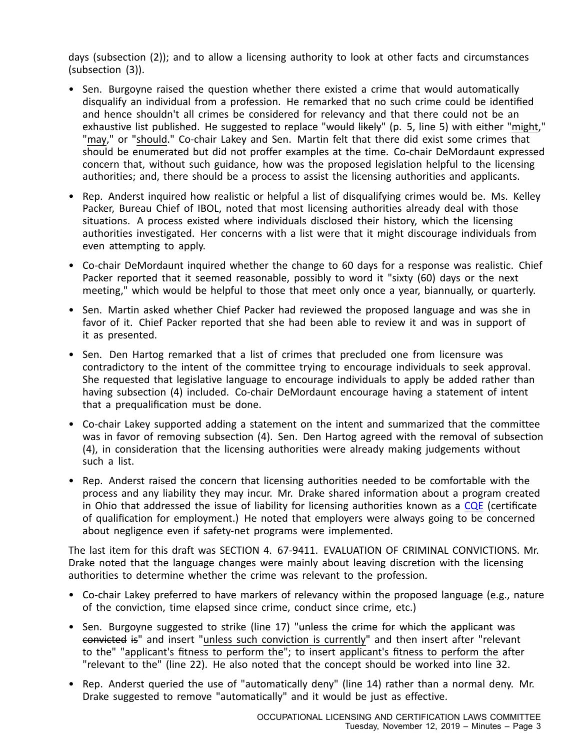days (subsection (2)); and to allow a licensing authority to look at other facts and circumstances (subsection (3)).

- Sen. Burgoyne raised the question whether there existed a crime that would automatically disqualify an individual from a profession. He remarked that no such crime could be identified and hence shouldn't all crimes be considered for relevancy and that there could not be an exhaustive list published. He suggested to replace "~~would likely~~" (p. 5, line 5) with either "<u>might</u>," "<u>may</u>," or "<u>should</u>." Co-chair Lakey and Sen. Martin felt that there did exist some crimes that should be enumerated but did not proffer examples at the time. Co-chair DeMordaunt expressed concern that, without such guidance, how was the proposed legislation helpful to the licensing authorities; and, there should be a process to assist the licensing authorities and applicants.

- Rep. Anderst inquired how realistic or helpful a list of disqualifying crimes would be. Ms. Kelley Packer, Bureau Chief of IBOL, noted that most licensing authorities already deal with those situations. A process existed where individuals disclosed their history, which the licensing authorities investigated. Her concerns with a list were that it might discourage individuals from even attempting to apply.

- Co-chair DeMordaunt inquired whether the change to 60 days for a response was realistic. Chief Packer reported that it seemed reasonable, possibly to word it "sixty (60) days or the next meeting," which would be helpful to those that meet only once a year, biannually, or quarterly.

- Sen. Martin asked whether Chief Packer had reviewed the proposed language and was she in favor of it. Chief Packer reported that she had been able to review it and was in support of it as presented.

- Sen. Den Hartog remarked that a list of crimes that precluded one from licensure was contradictory to the intent of the committee trying to encourage individuals to seek approval. She requested that legislative language to encourage individuals to apply be added rather than having subsection (4) included. Co-chair DeMordaunt encourage having a statement of intent that a prequalification must be done.

- Co-chair Lakey supported adding a statement on the intent and summarized that the committee was in favor of removing subsection (4). Sen. Den Hartog agreed with the removal of subsection (4), in consideration that the licensing authorities were already making judgements without such a list.

- Rep. Anderst raised the concern that licensing authorities needed to be comfortable with the process and any liability they may incur. Mr. Drake shared information about a program created in Ohio that addressed the issue of liability for licensing authorities known as a CQE (certificate of qualification for employment.) He noted that employers were always going to be concerned about negligence even if safety-net programs were implemented.

The last item for this draft was SECTION 4. 67-9411. EVALUATION OF CRIMINAL CONVICTIONS. Mr. Drake noted that the language changes were mainly about leaving discretion with the licensing authorities to determine whether the crime was relevant to the profession.

- Co-chair Lakey preferred to have markers of relevancy within the proposed language (e.g., nature of the conviction, time elapsed since crime, conduct since crime, etc.)

- Sen. Burgoyne suggested to strike (line 17) "~~unless the crime for which the applicant was convicted is~~" and insert "<u>unless such conviction is currently</u>" and then insert after "relevant to the" "<u>applicant's fitness to perform the</u>"; to insert <u>applicant's fitness to perform the</u> after "relevant to the" (line 22). He also noted that the concept should be worked into line 32.

- Rep. Anderst queried the use of "automatically deny" (line 14) rather than a normal deny. Mr. Drake suggested to remove "automatically" and it would be just as effective.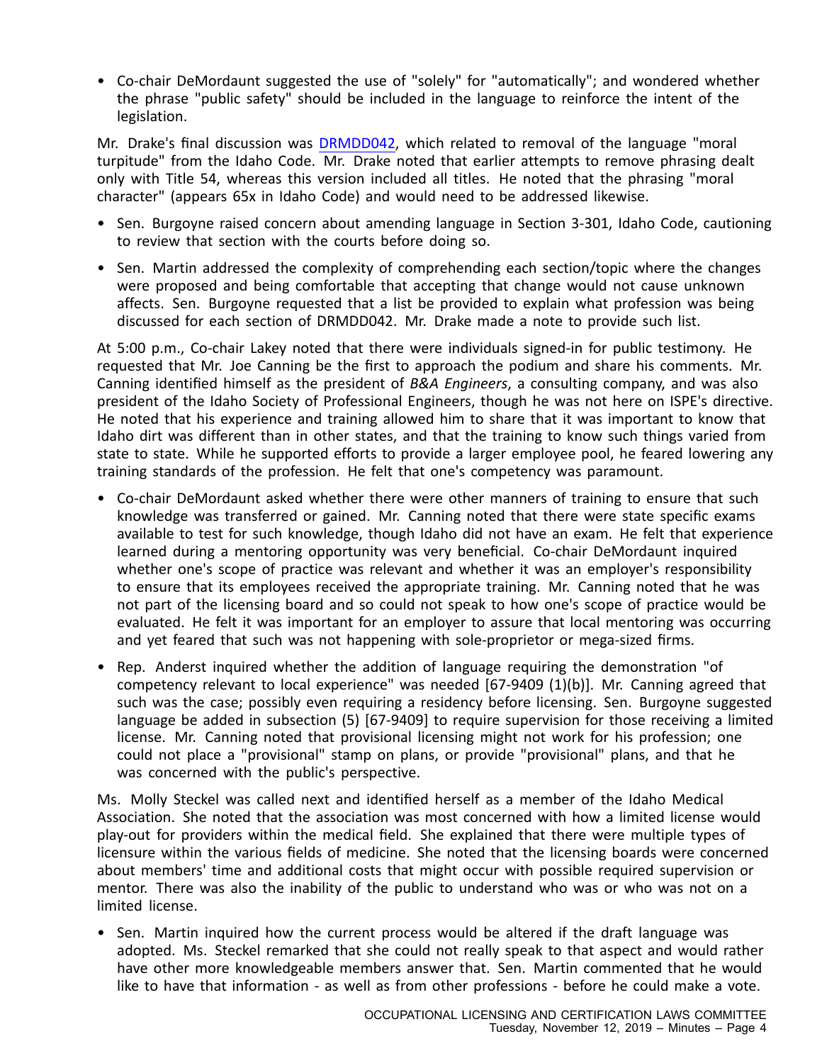- Co-chair DeMordaunt suggested the use of "solely" for "automatically"; and wondered whether the phrase "public safety" should be included in the language to reinforce the intent of the legislation.

Mr. Drake's final discussion was DRMDD042, which related to removal of the language "moral turpitude" from the Idaho Code. Mr. Drake noted that earlier attempts to remove phrasing dealt only with Title 54, whereas this version included all titles. He noted that the phrasing "moral character" (appears 65x in Idaho Code) and would need to be addressed likewise.

- Sen. Burgoyne raised concern about amending language in Section 3-301, Idaho Code, cautioning to review that section with the courts before doing so.
- Sen. Martin addressed the complexity of comprehending each section/topic where the changes were proposed and being comfortable that accepting that change would not cause unknown affects. Sen. Burgoyne requested that a list be provided to explain what profession was being discussed for each section of DRMDD042. Mr. Drake made a note to provide such list.

At 5:00 p.m., Co-chair Lakey noted that there were individuals signed-in for public testimony. He requested that Mr. Joe Canning be the first to approach the podium and share his comments. Mr. Canning identified himself as the president of *B&A Engineers*, a consulting company, and was also president of the Idaho Society of Professional Engineers, though he was not here on ISPE's directive. He noted that his experience and training allowed him to share that it was important to know that Idaho dirt was different than in other states, and that the training to know such things varied from state to state. While he supported efforts to provide a larger employee pool, he feared lowering any training standards of the profession. He felt that one's competency was paramount.

- Co-chair DeMordaunt asked whether there were other manners of training to ensure that such knowledge was transferred or gained. Mr. Canning noted that there were state specific exams available to test for such knowledge, though Idaho did not have an exam. He felt that experience learned during a mentoring opportunity was very beneficial. Co-chair DeMordaunt inquired whether one's scope of practice was relevant and whether it was an employer's responsibility to ensure that its employees received the appropriate training. Mr. Canning noted that he was not part of the licensing board and so could not speak to how one's scope of practice would be evaluated. He felt it was important for an employer to assure that local mentoring was occurring and yet feared that such was not happening with sole-proprietor or mega-sized firms.
- Rep. Anderst inquired whether the addition of language requiring the demonstration "of competency relevant to local experience" was needed [67-9409 (1)(b)]. Mr. Canning agreed that such was the case; possibly even requiring a residency before licensing. Sen. Burgoyne suggested language be added in subsection (5) [67-9409] to require supervision for those receiving a limited license. Mr. Canning noted that provisional licensing might not work for his profession; one could not place a "provisional" stamp on plans, or provide "provisional" plans, and that he was concerned with the public's perspective.

Ms. Molly Steckel was called next and identified herself as a member of the Idaho Medical Association. She noted that the association was most concerned with how a limited license would play-out for providers within the medical field. She explained that there were multiple types of licensure within the various fields of medicine. She noted that the licensing boards were concerned about members' time and additional costs that might occur with possible required supervision or mentor. There was also the inability of the public to understand who was or who was not on a limited license.

- Sen. Martin inquired how the current process would be altered if the draft language was adopted. Ms. Steckel remarked that she could not really speak to that aspect and would rather have other more knowledgeable members answer that. Sen. Martin commented that he would like to have that information - as well as from other professions - before he could make a vote.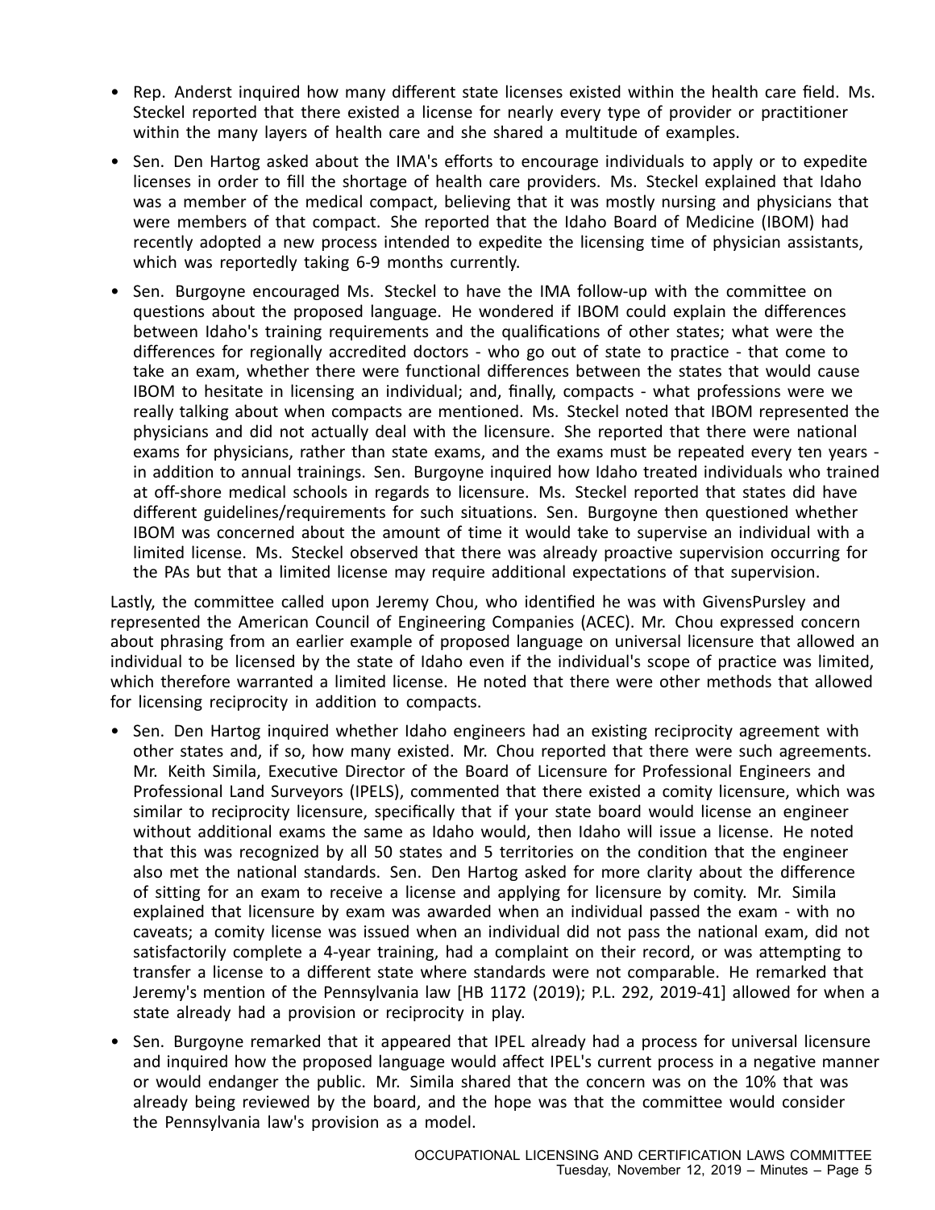- Rep. Anderst inquired how many different state licenses existed within the health care field. Ms. Steckel reported that there existed a license for nearly every type of provider or practitioner within the many layers of health care and she shared a multitude of examples.
- Sen. Den Hartog asked about the IMA's efforts to encourage individuals to apply or to expedite licenses in order to fill the shortage of health care providers. Ms. Steckel explained that Idaho was a member of the medical compact, believing that it was mostly nursing and physicians that were members of that compact. She reported that the Idaho Board of Medicine (IBOM) had recently adopted a new process intended to expedite the licensing time of physician assistants, which was reportedly taking 6-9 months currently.
- Sen. Burgoyne encouraged Ms. Steckel to have the IMA follow-up with the committee on questions about the proposed language. He wondered if IBOM could explain the differences between Idaho's training requirements and the qualifications of other states; what were the differences for regionally accredited doctors - who go out of state to practice - that come to take an exam, whether there were functional differences between the states that would cause IBOM to hesitate in licensing an individual; and, finally, compacts - what professions were we really talking about when compacts are mentioned. Ms. Steckel noted that IBOM represented the physicians and did not actually deal with the licensure. She reported that there were national exams for physicians, rather than state exams, and the exams must be repeated every ten years - in addition to annual trainings. Sen. Burgoyne inquired how Idaho treated individuals who trained at off-shore medical schools in regards to licensure. Ms. Steckel reported that states did have different guidelines/requirements for such situations. Sen. Burgoyne then questioned whether IBOM was concerned about the amount of time it would take to supervise an individual with a limited license. Ms. Steckel observed that there was already proactive supervision occurring for the PAs but that a limited license may require additional expectations of that supervision.

Lastly, the committee called upon Jeremy Chou, who identified he was with GivensPursley and represented the American Council of Engineering Companies (ACEC). Mr. Chou expressed concern about phrasing from an earlier example of proposed language on universal licensure that allowed an individual to be licensed by the state of Idaho even if the individual's scope of practice was limited, which therefore warranted a limited license. He noted that there were other methods that allowed for licensing reciprocity in addition to compacts.

- Sen. Den Hartog inquired whether Idaho engineers had an existing reciprocity agreement with other states and, if so, how many existed. Mr. Chou reported that there were such agreements. Mr. Keith Simila, Executive Director of the Board of Licensure for Professional Engineers and Professional Land Surveyors (IPELS), commented that there existed a comity licensure, which was similar to reciprocity licensure, specifically that if your state board would license an engineer without additional exams the same as Idaho would, then Idaho will issue a license. He noted that this was recognized by all 50 states and 5 territories on the condition that the engineer also met the national standards. Sen. Den Hartog asked for more clarity about the difference of sitting for an exam to receive a license and applying for licensure by comity. Mr. Simila explained that licensure by exam was awarded when an individual passed the exam - with no caveats; a comity license was issued when an individual did not pass the national exam, did not satisfactorily complete a 4-year training, had a complaint on their record, or was attempting to transfer a license to a different state where standards were not comparable. He remarked that Jeremy's mention of the Pennsylvania law [HB 1172 (2019); P.L. 292, 2019-41] allowed for when a state already had a provision or reciprocity in play.
- Sen. Burgoyne remarked that it appeared that IPEL already had a process for universal licensure and inquired how the proposed language would affect IPEL's current process in a negative manner or would endanger the public. Mr. Simila shared that the concern was on the 10% that was already being reviewed by the board, and the hope was that the committee would consider the Pennsylvania law's provision as a model.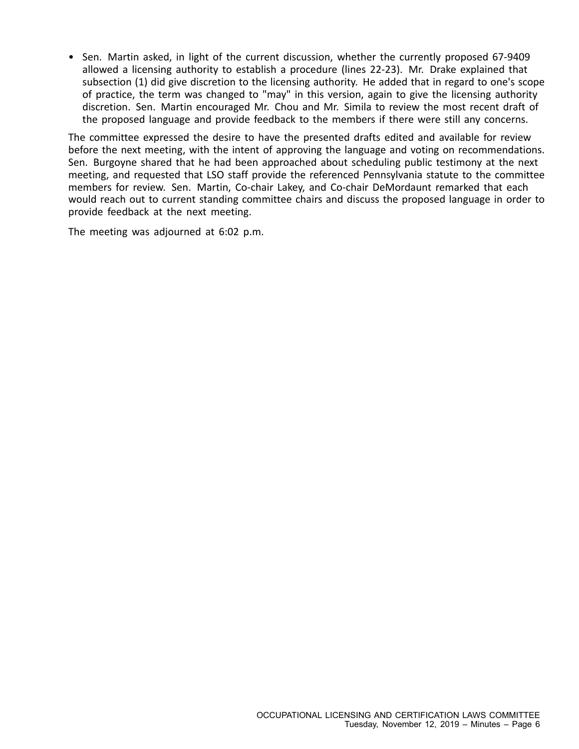- Sen. Martin asked, in light of the current discussion, whether the currently proposed 67-9409 allowed a licensing authority to establish a procedure (lines 22-23). Mr. Drake explained that subsection (1) did give discretion to the licensing authority. He added that in regard to one's scope of practice, the term was changed to "may" in this version, again to give the licensing authority discretion. Sen. Martin encouraged Mr. Chou and Mr. Simila to review the most recent draft of the proposed language and provide feedback to the members if there were still any concerns.

The committee expressed the desire to have the presented drafts edited and available for review before the next meeting, with the intent of approving the language and voting on recommendations. Sen. Burgoyne shared that he had been approached about scheduling public testimony at the next meeting, and requested that LSO staff provide the referenced Pennsylvania statute to the committee members for review. Sen. Martin, Co-chair Lakey, and Co-chair DeMordaunt remarked that each would reach out to current standing committee chairs and discuss the proposed language in order to provide feedback at the next meeting.

The meeting was adjourned at 6:02 p.m.